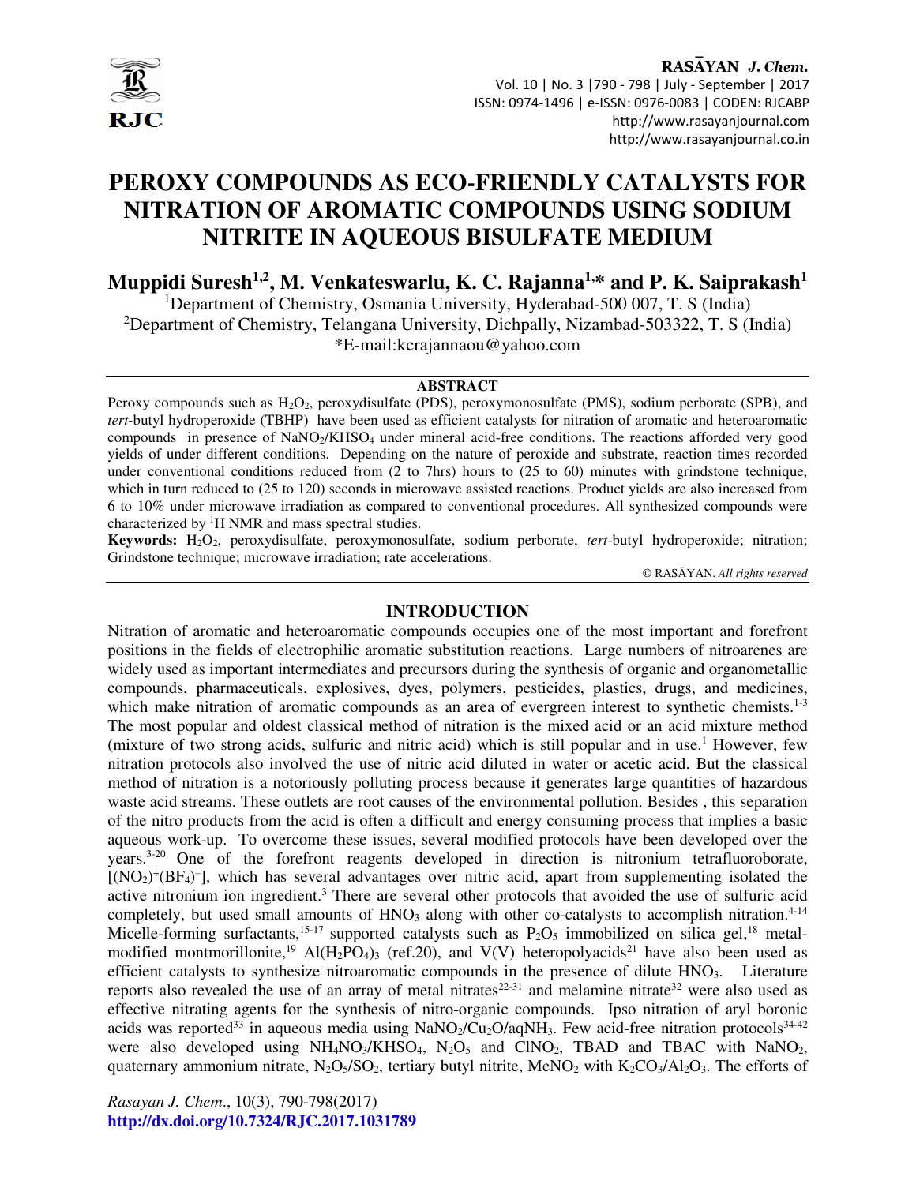# PEROXY COMPOUNDS AS ECO-FRIENDLY CATALYSTS FOR NITRATION OF AROMATIC COMPOUNDS USING SODIUM NITRITE IN AQUEOUS BISULFATE MEDIUM

**Muppidi Suresh[1,2], M. Venkateswarlu, K. C. Rajanna[1,*] and P. K. Saiprakash[1]**

[1]Department of Chemistry, Osmania University, Hyderabad-500 007, T. S (India)

[2]Department of Chemistry, Telangana University, Dichpally, Nizambad-503322, T. S (India)

*E-mail:kcrajannaou@yahoo.com

## ABSTRACT

Peroxy compounds such as $H_2O_2$, peroxydisulfate (PDS), peroxymonosulfate (PMS), sodium perborate (SPB), and *tert*-butyl hydroperoxide (TBHP) have been used as efficient catalysts for nitration of aromatic and heteroaromatic compounds in presence of $NaNO_2/KHSO_4$ under mineral acid-free conditions. The reactions afforded very good yields of under different conditions. Depending on the nature of peroxide and substrate, reaction times recorded under conventional conditions reduced from (2 to 7hrs) hours to (25 to 60) minutes with grindstone technique, which in turn reduced to (25 to 120) seconds in microwave assisted reactions. Product yields are also increased from 6 to 10% under microwave irradiation as compared to conventional procedures. All synthesized compounds were characterized by $^1H$ NMR and mass spectral studies.

**Keywords:** $H_2O_2$, peroxydisulfate, peroxymonosulfate, sodium perborate, *tert*-butyl hydroperoxide; nitration; Grindstone technique; microwave irradiation; rate accelerations.

© RASĀYAN. *All rights reserved*

## INTRODUCTION

Nitration of aromatic and heteroaromatic compounds occupies one of the most important and forefront positions in the fields of electrophilic aromatic substitution reactions. Large numbers of nitroarenes are widely used as important intermediates and precursors during the synthesis of organic and organometallic compounds, pharmaceuticals, explosives, dyes, polymers, pesticides, plastics, drugs, and medicines, which make nitration of aromatic compounds as an area of evergreen interest to synthetic chemists.[1-3] The most popular and oldest classical method of nitration is the mixed acid or an acid mixture method (mixture of two strong acids, sulfuric and nitric acid) which is still popular and in use.[1] However, few nitration protocols also involved the use of nitric acid diluted in water or acetic acid. But the classical method of nitration is a notoriously polluting process because it generates large quantities of hazardous waste acid streams. These outlets are root causes of the environmental pollution. Besides , this separation of the nitro products from the acid is often a difficult and energy consuming process that implies a basic aqueous work-up. To overcome these issues, several modified protocols have been developed over the years.[3-20] One of the forefront reagents developed in direction is nitronium tetrafluoroborate, $[(NO_2)^+(BF_4)^-]$, which has several advantages over nitric acid, apart from supplementing isolated the active nitronium ion ingredient.[3] There are several other protocols that avoided the use of sulfuric acid completely, but used small amounts of $HNO_3$ along with other co-catalysts to accomplish nitration.[4-14] Micelle-forming surfactants,[15-17] supported catalysts such as $P_2O_5$ immobilized on silica gel,[18] metal-modified montmorillonite,[19] $Al(H_2PO_4)_3$ (ref.20), and V(V) heteropolyacids[21] have also been used as efficient catalysts to synthesize nitroaromatic compounds in the presence of dilute $HNO_3$. Literature reports also revealed the use of an array of metal nitrates[22-31] and melamine nitrate[32] were also used as effective nitrating agents for the synthesis of nitro-organic compounds. Ipso nitration of aryl boronic acids was reported[33] in aqueous media using $NaNO_2/Cu_2O/aqNH_3$. Few acid-free nitration protocols[34-42] were also developed using $NH_4NO_3/KHSO_4$, $N_2O_5$ and $ClNO_2$, TBAD and TBAC with $NaNO_2$, quaternary ammonium nitrate, $N_2O_5/SO_2$, tertiary butyl nitrite, $MeNO_2$ with $K_2CO_3/Al_2O_3$. The efforts of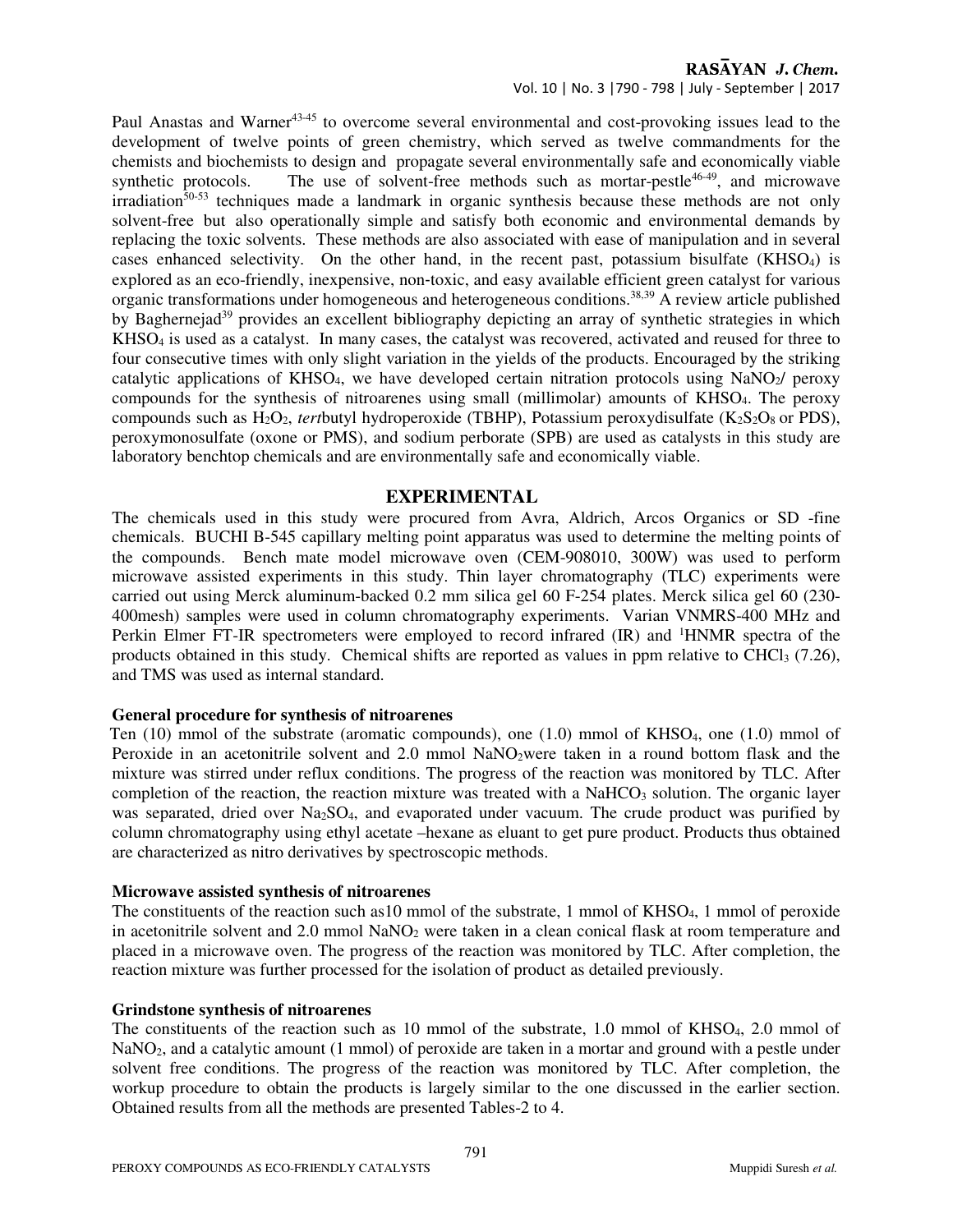Paul Anastas and Warner[43-45] to overcome several environmental and cost-provoking issues lead to the development of twelve points of green chemistry, which served as twelve commandments for the chemists and biochemists to design and propagate several environmentally safe and economically viable synthetic protocols. The use of solvent-free methods such as mortar-pestle[46-49], and microwave irradiation[50-53] techniques made a landmark in organic synthesis because these methods are not only solvent-free but also operationally simple and satisfy both economic and environmental demands by replacing the toxic solvents. These methods are also associated with ease of manipulation and in several cases enhanced selectivity. On the other hand, in the recent past, potassium bisulfate ($KHSO_4$) is explored as an eco-friendly, inexpensive, non-toxic, and easy available efficient green catalyst for various organic transformations under homogeneous and heterogeneous conditions.[38,39] A review article published by Baghernejad[39] provides an excellent bibliography depicting an array of synthetic strategies in which $KHSO_4$ is used as a catalyst. In many cases, the catalyst was recovered, activated and reused for three to four consecutive times with only slight variation in the yields of the products. Encouraged by the striking catalytic applications of $KHSO_4$, we have developed certain nitration protocols using $NaNO_2$/ peroxy compounds for the synthesis of nitroarenes using small (millimolar) amounts of $KHSO_4$. The peroxy compounds such as $H_2O_2$, *tert*butyl hydroperoxide (TBHP), Potassium peroxydisulfate ($K_2S_2O_8$ or PDS), peroxymonosulfate (oxone or PMS), and sodium perborate (SPB) are used as catalysts in this study are laboratory benchtop chemicals and are environmentally safe and economically viable.

## EXPERIMENTAL

The chemicals used in this study were procured from Avra, Aldrich, Arcos Organics or SD -fine chemicals. BUCHI B-545 capillary melting point apparatus was used to determine the melting points of the compounds. Bench mate model microwave oven (CEM-908010, 300W) was used to perform microwave assisted experiments in this study. Thin layer chromatography (TLC) experiments were carried out using Merck aluminum-backed 0.2 mm silica gel 60 F-254 plates. Merck silica gel 60 (230-400mesh) samples were used in column chromatography experiments. Varian VNMRS-400 MHz and Perkin Elmer FT-IR spectrometers were employed to record infrared (IR) and $^1$HNMR spectra of the products obtained in this study. Chemical shifts are reported as values in ppm relative to $CHCl_3$ (7.26), and TMS was used as internal standard.

### General procedure for synthesis of nitroarenes

Ten (10) mmol of the substrate (aromatic compounds), one (1.0) mmol of $KHSO_4$, one (1.0) mmol of Peroxide in an acetonitrile solvent and 2.0 mmol $NaNO_2$were taken in a round bottom flask and the mixture was stirred under reflux conditions. The progress of the reaction was monitored by TLC. After completion of the reaction, the reaction mixture was treated with a $NaHCO_3$ solution. The organic layer was separated, dried over $Na_2SO_4$, and evaporated under vacuum. The crude product was purified by column chromatography using ethyl acetate –hexane as eluant to get pure product. Products thus obtained are characterized as nitro derivatives by spectroscopic methods.

### Microwave assisted synthesis of nitroarenes

The constituents of the reaction such as10 mmol of the substrate, 1 mmol of $KHSO_4$, 1 mmol of peroxide in acetonitrile solvent and 2.0 mmol $NaNO_2$ were taken in a clean conical flask at room temperature and placed in a microwave oven. The progress of the reaction was monitored by TLC. After completion, the reaction mixture was further processed for the isolation of product as detailed previously.

### Grindstone synthesis of nitroarenes

The constituents of the reaction such as 10 mmol of the substrate, 1.0 mmol of $KHSO_4$, 2.0 mmol of $NaNO_2$, and a catalytic amount (1 mmol) of peroxide are taken in a mortar and ground with a pestle under solvent free conditions. The progress of the reaction was monitored by TLC. After completion, the workup procedure to obtain the products is largely similar to the one discussed in the earlier section. Obtained results from all the methods are presented Tables-2 to 4.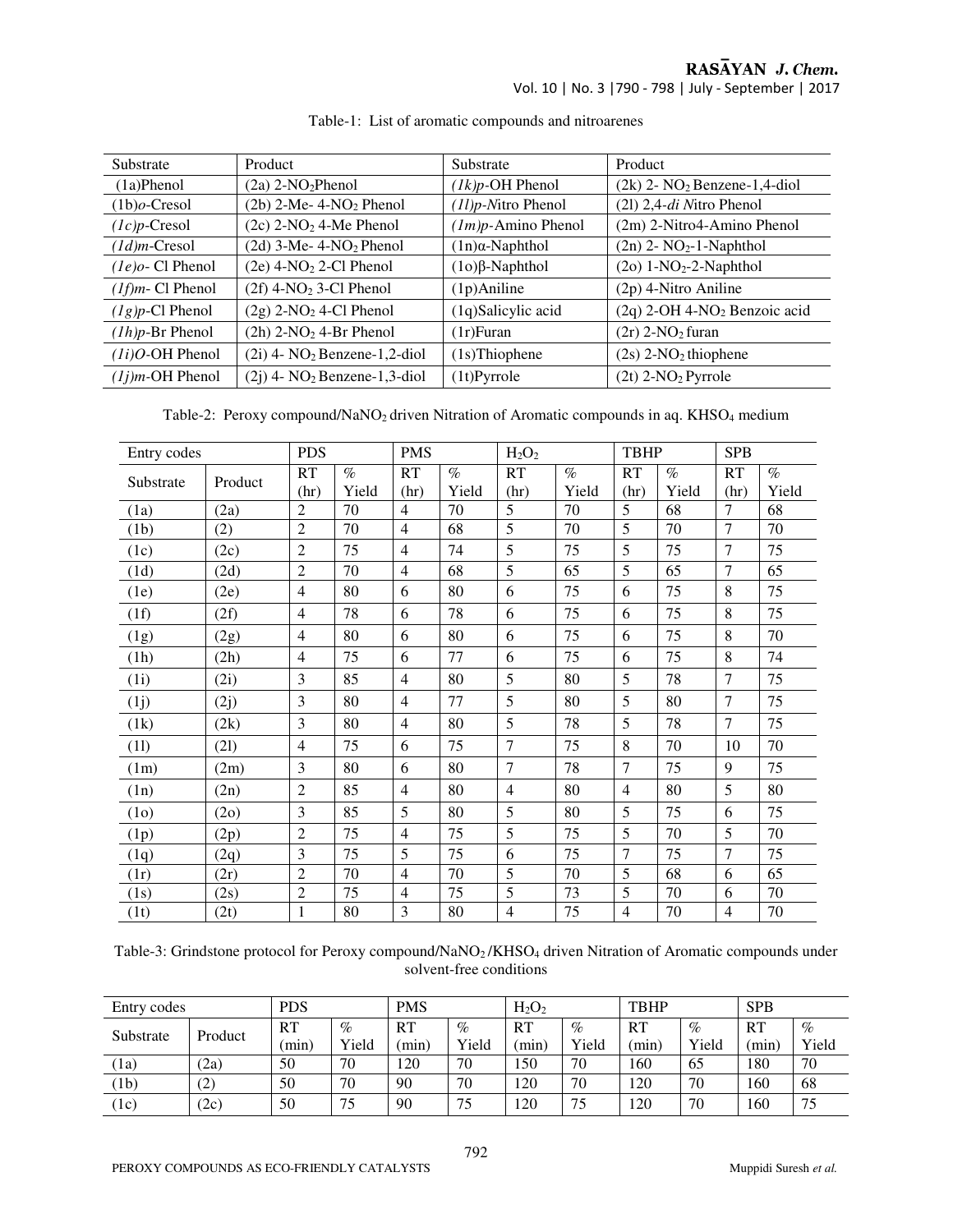Table-1: List of aromatic compounds and nitroarenes

| Substrate | Product | Substrate | Product |
|---|---|---|---|
| (1a)Phenol | (2a) 2-$NO_2$Phenol | *(1k)p*-OH Phenol | (2k) 2- $NO_2$ Benzene-1,4-diol |
| (1b)*o*-Cresol | (2b) 2-Me- 4-$NO_2$ Phenol | *(1l)p-N*itro Phenol | (2l) 2,4-*di N*itro Phenol |
| *(1c)p*-Cresol | (2c) 2-$NO_2$ 4-Me Phenol | *(1m)p*-Amino Phenol | (2m) 2-Nitro4-Amino Phenol |
| *(1d)m*-Cresol | (2d) 3-Me- 4-$NO_2$ Phenol | (1n)α-Naphthol | (2n) 2- $NO_2$-1-Naphthol |
| *(1e)o*- Cl Phenol | (2e) 4-$NO_2$ 2-Cl Phenol | (1o)β-Naphthol | (2o) 1-$NO_2$-2-Naphthol |
| *(1f)m*- Cl Phenol | (2f) 4-$NO_2$ 3-Cl Phenol | (1p)Aniline | (2p) 4-Nitro Aniline |
| *(1g)p*-Cl Phenol | (2g) 2-$NO_2$ 4-Cl Phenol | (1q)Salicylic acid | (2q) 2-OH 4-$NO_2$ Benzoic acid |
| *(1h)p*-Br Phenol | (2h) 2-$NO_2$ 4-Br Phenol | (1r)Furan | (2r) 2-$NO_2$ furan |
| *(1i)O*-OH Phenol | (2i) 4- $NO_2$ Benzene-1,2-diol | (1s)Thiophene | (2s) 2-$NO_2$ thiophene |
| *(1j)m*-OH Phenol | (2j) 4- $NO_2$ Benzene-1,3-diol | (1t)Pyrrole | (2t) 2-$NO_2$ Pyrrole |

Table-2: Peroxy compound/$NaNO_2$ driven Nitration of Aromatic compounds in aq. $KHSO_4$ medium

| Entry codes | | PDS | | PMS | | $H_2O_2$ | | TBHP | | SPB | |
|---|---|---|---|---|---|---|---|---|---|---|---|
| Substrate | Product | RT (hr) | % Yield | RT (hr) | % Yield | RT (hr) | % Yield | RT (hr) | % Yield | RT (hr) | % Yield |
| (1a) | (2a) | 2 | 70 | 4 | 70 | 5 | 70 | 5 | 68 | 7 | 68 |
| (1b) | (2) | 2 | 70 | 4 | 68 | 5 | 70 | 5 | 70 | 7 | 70 |
| (1c) | (2c) | 2 | 75 | 4 | 74 | 5 | 75 | 5 | 75 | 7 | 75 |
| (1d) | (2d) | 2 | 70 | 4 | 68 | 5 | 65 | 5 | 65 | 7 | 65 |
| (1e) | (2e) | 4 | 80 | 6 | 80 | 6 | 75 | 6 | 75 | 8 | 75 |
| (1f) | (2f) | 4 | 78 | 6 | 78 | 6 | 75 | 6 | 75 | 8 | 75 |
| (1g) | (2g) | 4 | 80 | 6 | 80 | 6 | 75 | 6 | 75 | 8 | 70 |
| (1h) | (2h) | 4 | 75 | 6 | 77 | 6 | 75 | 6 | 75 | 8 | 74 |
| (1i) | (2i) | 3 | 85 | 4 | 80 | 5 | 80 | 5 | 78 | 7 | 75 |
| (1j) | (2j) | 3 | 80 | 4 | 77 | 5 | 80 | 5 | 80 | 7 | 75 |
| (1k) | (2k) | 3 | 80 | 4 | 80 | 5 | 78 | 5 | 78 | 7 | 75 |
| (1l) | (2l) | 4 | 75 | 6 | 75 | 7 | 75 | 8 | 70 | 10 | 70 |
| (1m) | (2m) | 3 | 80 | 6 | 80 | 7 | 78 | 7 | 75 | 9 | 75 |
| (1n) | (2n) | 2 | 85 | 4 | 80 | 4 | 80 | 4 | 80 | 5 | 80 |
| (1o) | (2o) | 3 | 85 | 5 | 80 | 5 | 80 | 5 | 75 | 6 | 75 |
| (1p) | (2p) | 2 | 75 | 4 | 75 | 5 | 75 | 5 | 70 | 5 | 70 |
| (1q) | (2q) | 3 | 75 | 5 | 75 | 6 | 75 | 7 | 75 | 7 | 75 |
| (1r) | (2r) | 2 | 70 | 4 | 70 | 5 | 70 | 5 | 68 | 6 | 65 |
| (1s) | (2s) | 2 | 75 | 4 | 75 | 5 | 73 | 5 | 70 | 6 | 70 |
| (1t) | (2t) | 1 | 80 | 3 | 80 | 4 | 75 | 4 | 70 | 4 | 70 |

Table-3: Grindstone protocol for Peroxy compound/$NaNO_2$/$KHSO_4$ driven Nitration of Aromatic compounds under solvent-free conditions

| Entry codes | | PDS | | PMS | | $H_2O_2$ | | TBHP | | SPB | |
|---|---|---|---|---|---|---|---|---|---|---|---|
| Substrate | Product | RT (min) | % Yield | RT (min) | % Yield | RT (min) | % Yield | RT (min) | % Yield | RT (min) | % Yield |
| (1a) | (2a) | 50 | 70 | 120 | 70 | 150 | 70 | 160 | 65 | 180 | 70 |
| (1b) | (2) | 50 | 70 | 90 | 70 | 120 | 70 | 120 | 70 | 160 | 68 |
| (1c) | (2c) | 50 | 75 | 90 | 75 | 120 | 75 | 120 | 70 | 160 | 75 |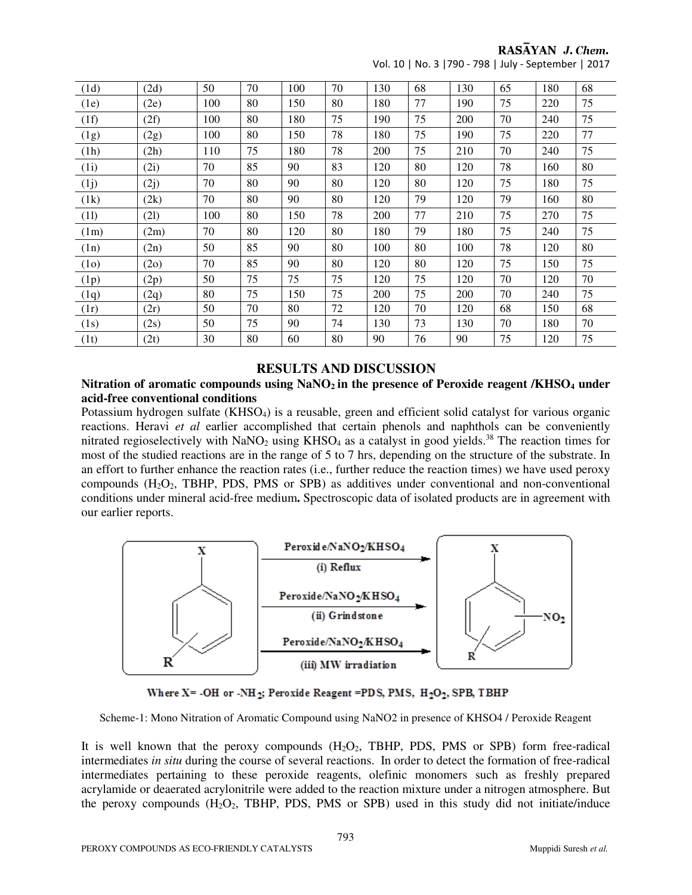| | | | | | | | | | | | |
|---|---|---|---|---|---|---|---|---|---|---|---|
| (1d) | (2d) | 50 | 70 | 100 | 70 | 130 | 68 | 130 | 65 | 180 | 68 |
| (1e) | (2e) | 100 | 80 | 150 | 80 | 180 | 77 | 190 | 75 | 220 | 75 |
| (1f) | (2f) | 100 | 80 | 180 | 75 | 190 | 75 | 200 | 70 | 240 | 75 |
| (1g) | (2g) | 100 | 80 | 150 | 78 | 180 | 75 | 190 | 75 | 220 | 77 |
| (1h) | (2h) | 110 | 75 | 180 | 78 | 200 | 75 | 210 | 70 | 240 | 75 |
| (1i) | (2i) | 70 | 85 | 90 | 83 | 120 | 80 | 120 | 78 | 160 | 80 |
| (1j) | (2j) | 70 | 80 | 90 | 80 | 120 | 80 | 120 | 75 | 180 | 75 |
| (1k) | (2k) | 70 | 80 | 90 | 80 | 120 | 79 | 120 | 79 | 160 | 80 |
| (1l) | (2l) | 100 | 80 | 150 | 78 | 200 | 77 | 210 | 75 | 270 | 75 |
| (1m) | (2m) | 70 | 80 | 120 | 80 | 180 | 79 | 180 | 75 | 240 | 75 |
| (1n) | (2n) | 50 | 85 | 90 | 80 | 100 | 80 | 100 | 78 | 120 | 80 |
| (1o) | (2o) | 70 | 85 | 90 | 80 | 120 | 80 | 120 | 75 | 150 | 75 |
| (1p) | (2p) | 50 | 75 | 75 | 75 | 120 | 75 | 120 | 70 | 120 | 70 |
| (1q) | (2q) | 80 | 75 | 150 | 75 | 200 | 75 | 200 | 70 | 240 | 75 |
| (1r) | (2r) | 50 | 70 | 80 | 72 | 120 | 70 | 120 | 68 | 150 | 68 |
| (1s) | (2s) | 50 | 75 | 90 | 74 | 130 | 73 | 130 | 70 | 180 | 70 |
| (1t) | (2t) | 30 | 80 | 60 | 80 | 90 | 76 | 90 | 75 | 120 | 75 |

## RESULTS AND DISCUSSION

**Nitration of aromatic compounds using $NaNO_2$ in the presence of Peroxide reagent /$KHSO_4$ under acid-free conventional conditions**

Potassium hydrogen sulfate ($KHSO_4$) is a reusable, green and efficient solid catalyst for various organic reactions. Heravi *et al* earlier accomplished that certain phenols and naphthols can be conveniently nitrated regioselectively with $NaNO_2$ using $KHSO_4$ as a catalyst in good yields.[38] The reaction times for most of the studied reactions are in the range of 5 to 7 hrs, depending on the structure of the substrate. In an effort to further enhance the reaction rates (i.e., further reduce the reaction times) we have used peroxy compounds ($H_2O_2$, TBHP, PDS, PMS or SPB) as additives under conventional and non-conventional conditions under mineral acid-free medium**.** Spectroscopic data of isolated products are in agreement with our earlier reports.

Peroxide/$NaNO_2$/$KHSO_4$ (i) Reflux

Peroxide/$NaNO_2$/$KHSO_4$ (ii) Grindstone

Peroxide/$NaNO_2$/$KHSO_4$ (iii) MW irradiation

X R NO$_2$

Where X= -OH or -$NH_2$; Peroxide Reagent =PDS, PMS, $H_2O_2$, SPB, TBHP

Scheme-1: Mono Nitration of Aromatic Compound using NaNO2 in presence of KHSO4 / Peroxide Reagent

It is well known that the peroxy compounds ($H_2O_2$, TBHP, PDS, PMS or SPB) form free-radical intermediates *in situ* during the course of several reactions. In order to detect the formation of free-radical intermediates pertaining to these peroxide reagents, olefinic monomers such as freshly prepared acrylamide or deaerated acrylonitrile were added to the reaction mixture under a nitrogen atmosphere. But the peroxy compounds ($H_2O_2$, TBHP, PDS, PMS or SPB) used in this study did not initiate/induce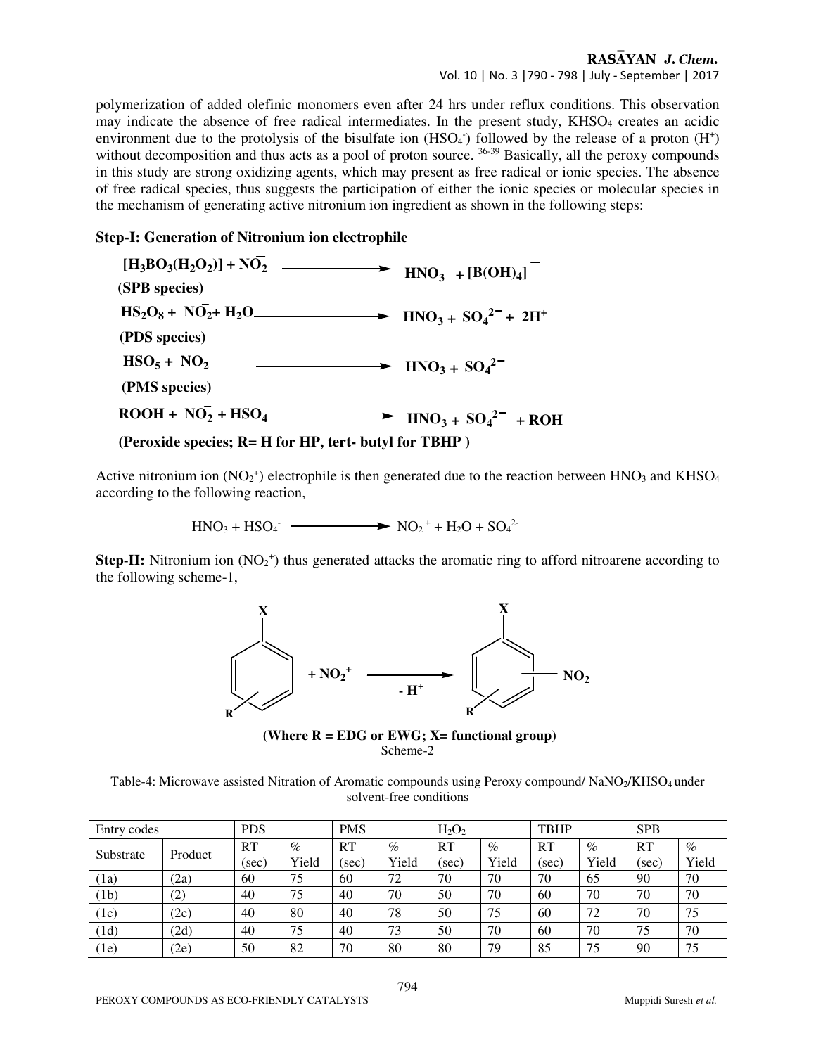polymerization of added olefinic monomers even after 24 hrs under reflux conditions. This observation may indicate the absence of free radical intermediates. In the present study, $KHSO_4$ creates an acidic environment due to the protolysis of the bisulfate ion ($HSO_4^-$) followed by the release of a proton ($H^+$) without decomposition and thus acts as a pool of proton source. [36-39] Basically, all the peroxy compounds in this study are strong oxidizing agents, which may present as free radical or ionic species. The absence of free radical species, thus suggests the participation of either the ionic species or molecular species in the mechanism of generating active nitronium ion ingredient as shown in the following steps:

**Step-I: Generation of Nitronium ion electrophile**

$$[H_3BO_3(H_2O_2)] + NO_2^- \longrightarrow HNO_3 + [B(OH)_4]^-$$

**(SPB species)**

$$HS_2O_8^- + NO_2^- + H_2O \longrightarrow HNO_3 + SO_4^{2-} + 2H^+$$

**(PDS species)**

$$HSO_5^- + NO_2^- \longrightarrow HNO_3 + SO_4^{2-}$$

**(PMS species)**

$$ROOH + NO_2^- + HSO_4^- \longrightarrow HNO_3 + SO_4^{2-} + ROH$$

**(Peroxide species; R= H for HP, tert- butyl for TBHP )**

Active nitronium ion ($NO_2^+$) electrophile is then generated due to the reaction between $HNO_3$ and $KHSO_4$ according to the following reaction,

$$HNO_3 + HSO_4^- \longrightarrow NO_2^+ + H_2O + SO_4^{2-}$$

**Step-II:** Nitronium ion ($NO_2^+$) thus generated attacks the aromatic ring to afford nitroarene according to the following scheme-1,

**(Where R = EDG or EWG; X= functional group)**

Scheme-2

Table-4: Microwave assisted Nitration of Aromatic compounds using Peroxy compound/ $NaNO_2$/$KHSO_4$ under solvent-free conditions

| Entry codes | | PDS | | PMS | | $H_2O_2$ | | TBHP | | SPB | |
|---|---|---|---|---|---|---|---|---|---|---|---|
| Substrate | Product | RT (sec) | % Yield | RT (sec) | % Yield | RT (sec) | % Yield | RT (sec) | % Yield | RT (sec) | % Yield |
| (1a) | (2a) | 60 | 75 | 60 | 72 | 70 | 70 | 70 | 65 | 90 | 70 |
| (1b) | (2) | 40 | 75 | 40 | 70 | 50 | 70 | 60 | 70 | 70 | 70 |
| (1c) | (2c) | 40 | 80 | 40 | 78 | 50 | 75 | 60 | 72 | 70 | 75 |
| (1d) | (2d) | 40 | 75 | 40 | 73 | 50 | 70 | 60 | 70 | 75 | 70 |
| (1e) | (2e) | 50 | 82 | 70 | 80 | 80 | 79 | 85 | 75 | 90 | 75 |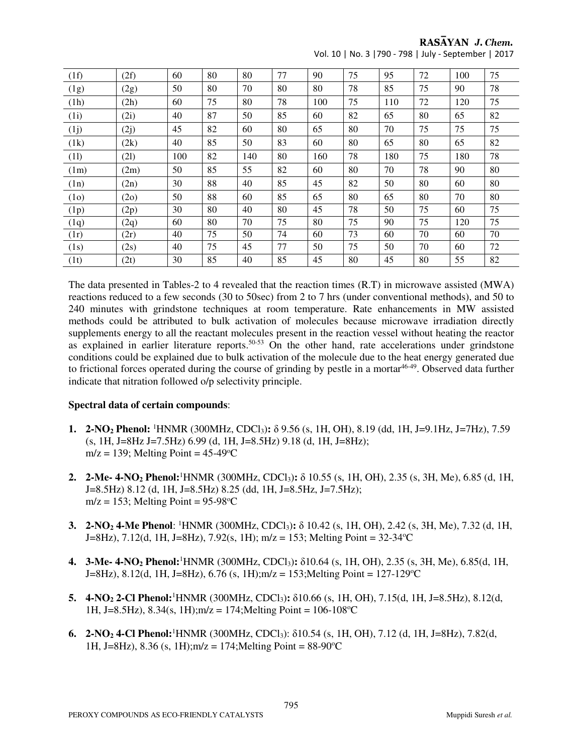| | | | | | | | | | | | |
|---|---|---|---|---|---|---|---|---|---|---|---|
| (1f) | (2f) | 60 | 80 | 80 | 77 | 90 | 75 | 95 | 72 | 100 | 75 |
| (1g) | (2g) | 50 | 80 | 70 | 80 | 80 | 78 | 85 | 75 | 90 | 78 |
| (1h) | (2h) | 60 | 75 | 80 | 78 | 100 | 75 | 110 | 72 | 120 | 75 |
| (1i) | (2i) | 40 | 87 | 50 | 85 | 60 | 82 | 65 | 80 | 65 | 82 |
| (1j) | (2j) | 45 | 82 | 60 | 80 | 65 | 80 | 70 | 75 | 75 | 75 |
| (1k) | (2k) | 40 | 85 | 50 | 83 | 60 | 80 | 65 | 80 | 65 | 82 |
| (1l) | (2l) | 100 | 82 | 140 | 80 | 160 | 78 | 180 | 75 | 180 | 78 |
| (1m) | (2m) | 50 | 85 | 55 | 82 | 60 | 80 | 70 | 78 | 90 | 80 |
| (1n) | (2n) | 30 | 88 | 40 | 85 | 45 | 82 | 50 | 80 | 60 | 80 |
| (1o) | (2o) | 50 | 88 | 60 | 85 | 65 | 80 | 65 | 80 | 70 | 80 |
| (1p) | (2p) | 30 | 80 | 40 | 80 | 45 | 78 | 50 | 75 | 60 | 75 |
| (1q) | (2q) | 60 | 80 | 70 | 75 | 80 | 75 | 90 | 75 | 120 | 75 |
| (1r) | (2r) | 40 | 75 | 50 | 74 | 60 | 73 | 60 | 70 | 60 | 70 |
| (1s) | (2s) | 40 | 75 | 45 | 77 | 50 | 75 | 50 | 70 | 60 | 72 |
| (1t) | (2t) | 30 | 85 | 40 | 85 | 45 | 80 | 45 | 80 | 55 | 82 |

The data presented in Tables-2 to 4 revealed that the reaction times (R.T) in microwave assisted (MWA) reactions reduced to a few seconds (30 to 50sec) from 2 to 7 hrs (under conventional methods), and 50 to 240 minutes with grindstone techniques at room temperature. Rate enhancements in MW assisted methods could be attributed to bulk activation of molecules because microwave irradiation directly supplements energy to all the reactant molecules present in the reaction vessel without heating the reactor as explained in earlier literature reports.[50-53] On the other hand, rate accelerations under grindstone conditions could be explained due to bulk activation of the molecule due to the heat energy generated due to frictional forces operated during the course of grinding by pestle in a mortar[46-49]. Observed data further indicate that nitration followed o/p selectivity principle.

**Spectral data of certain compounds**:

1. **2-$NO_2$ Phenol:** $^1$HNMR (300MHz, $CDCl_3$)**:** δ 9.56 (s, 1H, OH), 8.19 (dd, 1H, J=9.1Hz, J=7Hz), 7.59 (s, 1H, J=8Hz J=7.5Hz) 6.99 (d, 1H, J=8.5Hz) 9.18 (d, 1H, J=8Hz);
   m/z = 139; Melting Point = 45-49°C

2. **2-Me- 4-$NO_2$ Phenol:**$^1$HNMR (300MHz, $CDCl_3$)**:** δ 10.55 (s, 1H, OH), 2.35 (s, 3H, Me), 6.85 (d, 1H, J=8.5Hz) 8.12 (d, 1H, J=8.5Hz) 8.25 (dd, 1H, J=8.5Hz, J=7.5Hz);
   m/z = 153; Melting Point = 95-98°C

3. **2-$NO_2$ 4-Me Phenol**: $^1$HNMR (300MHz, $CDCl_3$)**:** δ 10.42 (s, 1H, OH), 2.42 (s, 3H, Me), 7.32 (d, 1H, J=8Hz), 7.12(d, 1H, J=8Hz), 7.92(s, 1H); m/z = 153; Melting Point = 32-34°C

4. **3-Me- 4-$NO_2$ Phenol:**$^1$HNMR (300MHz, $CDCl_3$)**:** δ10.64 (s, 1H, OH), 2.35 (s, 3H, Me), 6.85(d, 1H, J=8Hz), 8.12(d, 1H, J=8Hz), 6.76 (s, 1H);m/z = 153;Melting Point = 127-129°C

5. **4-$NO_2$ 2-Cl Phenol:**$^1$HNMR (300MHz, $CDCl_3$)**:** δ10.66 (s, 1H, OH), 7.15(d, 1H, J=8.5Hz), 8.12(d, 1H, J=8.5Hz), 8.34(s, 1H);m/z = 174;Melting Point = 106-108°C

6. **2-$NO_2$ 4-Cl Phenol:**$^1$HNMR (300MHz, $CDCl_3$): δ10.54 (s, 1H, OH), 7.12 (d, 1H, J=8Hz), 7.82(d, 1H, J=8Hz), 8.36 (s, 1H);m/z = 174;Melting Point = 88-90°C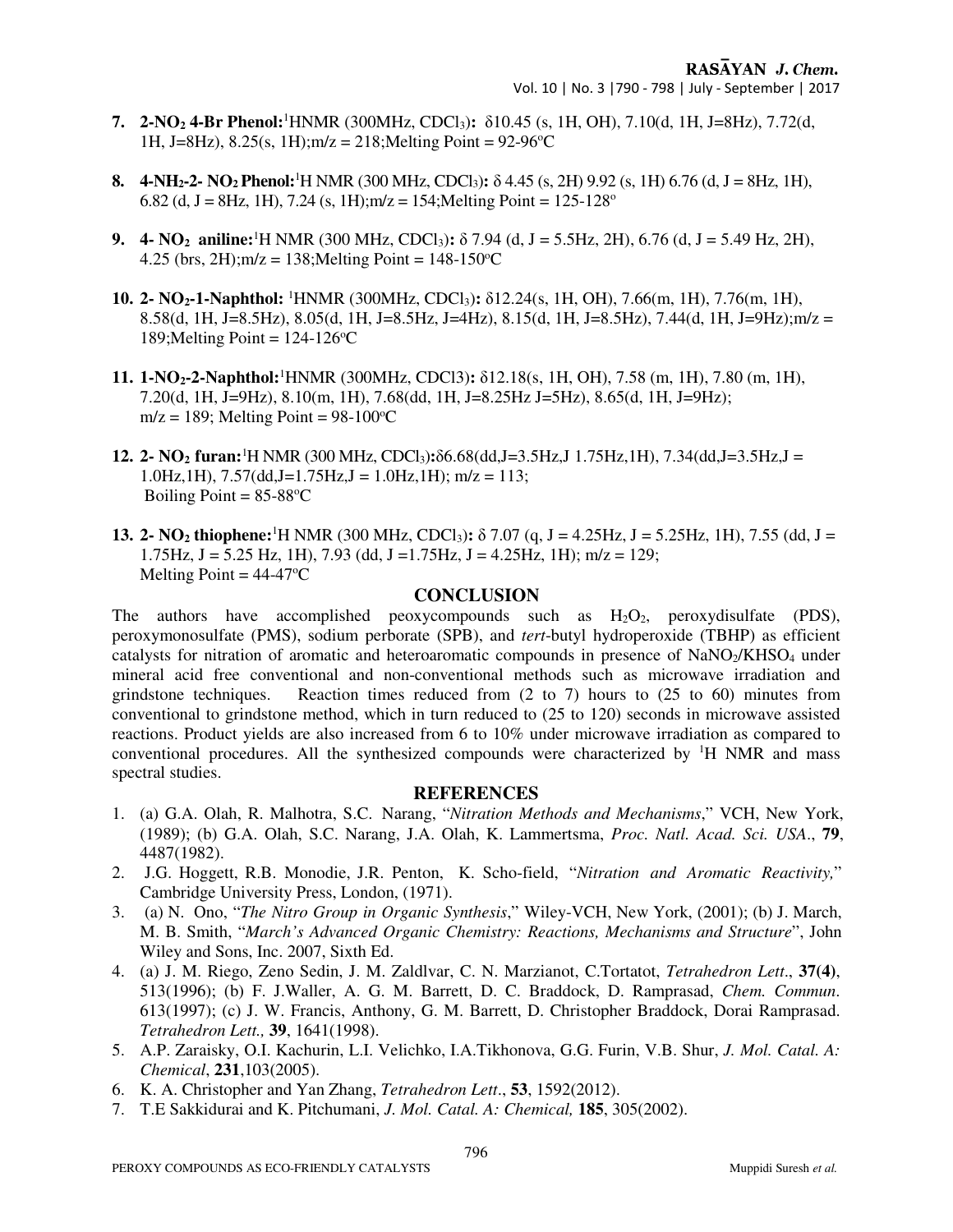7. **2-$NO_2$ 4-Br Phenol:** $^1$HNMR (300MHz, $CDCl_3$)**:** δ10.45 (s, 1H, OH), 7.10(d, 1H, J=8Hz), 7.72(d, 1H, J=8Hz), 8.25(s, 1H);m/z = 218;Melting Point = 92-96°C

8. **4-$NH_2$-2- $NO_2$ Phenol:** $^1$H NMR (300 MHz, $CDCl_3$)**:** δ 4.45 (s, 2H) 9.92 (s, 1H) 6.76 (d, J = 8Hz, 1H), 6.82 (d, J = 8Hz, 1H), 7.24 (s, 1H);m/z = 154;Melting Point = 125-128°

9. **4- $NO_2$ aniline:** $^1$H NMR (300 MHz, $CDCl_3$)**:** δ 7.94 (d, J = 5.5Hz, 2H), 6.76 (d, J = 5.49 Hz, 2H), 4.25 (brs, 2H);m/z = 138;Melting Point = 148-150°C

10. **2- $NO_2$-1-Naphthol:** $^1$HNMR (300MHz, $CDCl_3$)**:** δ12.24(s, 1H, OH), 7.66(m, 1H), 7.76(m, 1H), 8.58(d, 1H, J=8.5Hz), 8.05(d, 1H, J=8.5Hz, J=4Hz), 8.15(d, 1H, J=8.5Hz), 7.44(d, 1H, J=9Hz);m/z = 189;Melting Point = 124-126°C

11. **1-$NO_2$-2-Naphthol:** $^1$HNMR (300MHz, CDCl3)**:** δ12.18(s, 1H, OH), 7.58 (m, 1H), 7.80 (m, 1H), 7.20(d, 1H, J=9Hz), 8.10(m, 1H), 7.68(dd, 1H, J=8.25Hz J=5Hz), 8.65(d, 1H, J=9Hz); m/z = 189; Melting Point = 98-100°C

12. **2- $NO_2$ furan:** $^1$H NMR (300 MHz, $CDCl_3$)**:** δ6.68(dd,J=3.5Hz,J 1.75Hz,1H), 7.34(dd,J=3.5Hz,J = 1.0Hz,1H), 7.57(dd,J=1.75Hz,J = 1.0Hz,1H); m/z = 113; Boiling Point = 85-88°C

13. **2- $NO_2$ thiophene:** $^1$H NMR (300 MHz, $CDCl_3$)**:** δ 7.07 (q, J = 4.25Hz, J = 5.25Hz, 1H), 7.55 (dd, J = 1.75Hz, J = 5.25 Hz, 1H), 7.93 (dd, J =1.75Hz, J = 4.25Hz, 1H); m/z = 129; Melting Point = 44-47°C

## CONCLUSION

The authors have accomplished peoxycompounds such as $H_2O_2$, peroxydisulfate (PDS), peroxymonosulfate (PMS), sodium perborate (SPB), and *tert*-butyl hydroperoxide (TBHP) as efficient catalysts for nitration of aromatic and heteroaromatic compounds in presence of $NaNO_2$/$KHSO_4$ under mineral acid free conventional and non-conventional methods such as microwave irradiation and grindstone techniques. Reaction times reduced from (2 to 7) hours to (25 to 60) minutes from conventional to grindstone method, which in turn reduced to (25 to 120) seconds in microwave assisted reactions. Product yields are also increased from 6 to 10% under microwave irradiation as compared to conventional procedures. All the synthesized compounds were characterized by $^1$H NMR and mass spectral studies.

## REFERENCES

1. (a) G.A. Olah, R. Malhotra, S.C. Narang, "*Nitration Methods and Mechanisms*," VCH, New York, (1989); (b) G.A. Olah, S.C. Narang, J.A. Olah, K. Lammertsma, *Proc. Natl. Acad. Sci. USA*., **79**, 4487(1982).
2. J.G. Hoggett, R.B. Monodie, J.R. Penton, K. Scho-field, "*Nitration and Aromatic Reactivity,*" Cambridge University Press, London, (1971).
3. (a) N. Ono, "*The Nitro Group in Organic Synthesis*," Wiley-VCH, New York, (2001); (b) J. March, M. B. Smith, "*March's Advanced Organic Chemistry: Reactions, Mechanisms and Structure*", John Wiley and Sons, Inc. 2007, Sixth Ed.
4. (a) J. M. Riego, Zeno Sedin, J. M. Zaldlvar, C. N. Marzianot, C.Tortatot, *Tetrahedron Lett*., **37(4)**, 513(1996); (b) F. J.Waller, A. G. M. Barrett, D. C. Braddock, D. Ramprasad, *Chem. Commun*. 613(1997); (c) J. W. Francis, Anthony, G. M. Barrett, D. Christopher Braddock, Dorai Ramprasad. *Tetrahedron Lett.,* **39**, 1641(1998).
5. A.P. Zaraisky, O.I. Kachurin, L.I. Velichko, I.A.Tikhonova, G.G. Furin, V.B. Shur, *J. Mol. Catal. A: Chemical*, **231**,103(2005).
6. K. A. Christopher and Yan Zhang, *Tetrahedron Lett*., **53**, 1592(2012).
7. T.E Sakkidurai and K. Pitchumani, *J. Mol. Catal. A: Chemical,* **185**, 305(2002).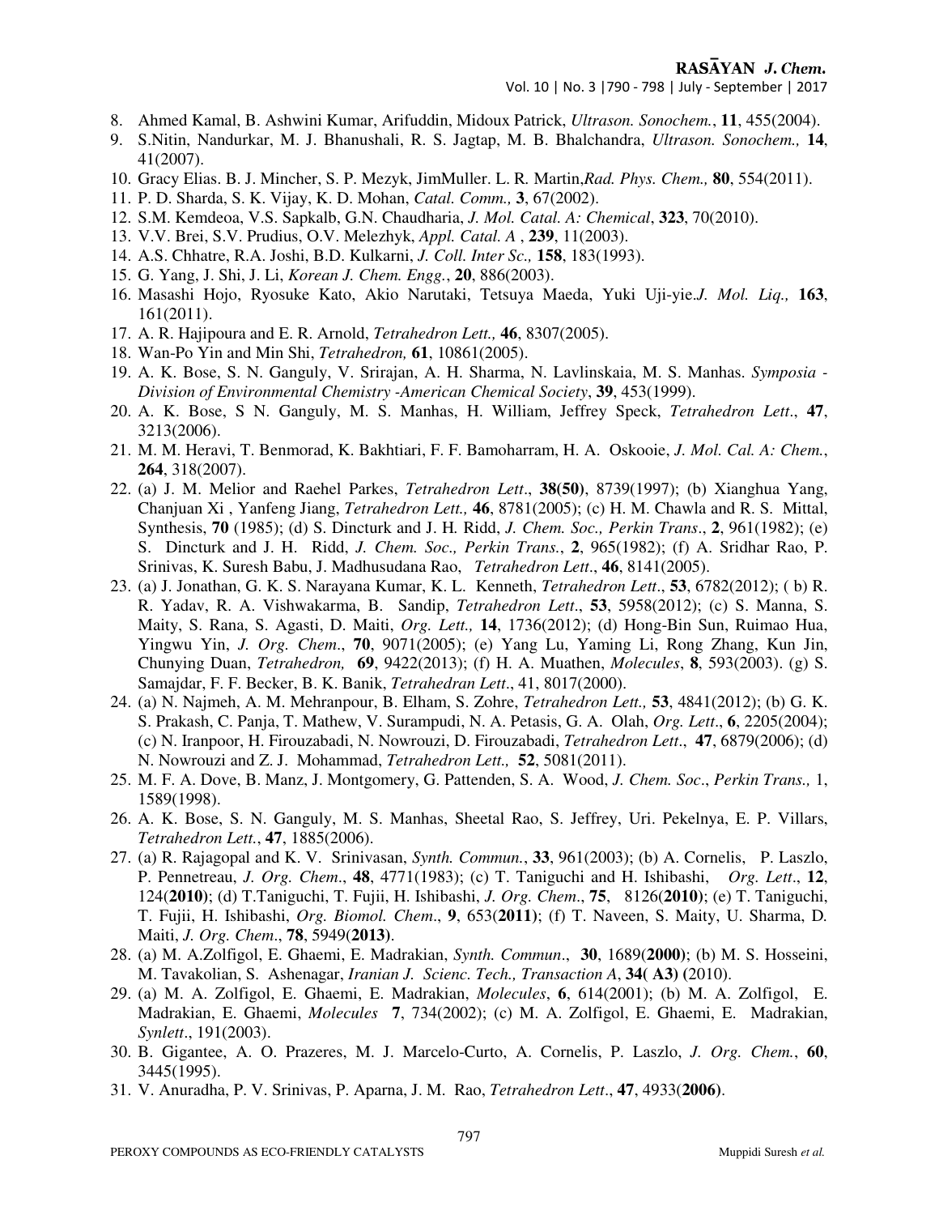8. Ahmed Kamal, B. Ashwini Kumar, Arifuddin, Midoux Patrick, *Ultrason. Sonochem.*, **11**, 455(2004).
9. S.Nitin, Nandurkar, M. J. Bhanushali, R. S. Jagtap, M. B. Bhalchandra, *Ultrason. Sonochem.,* **14**, 41(2007).
10. Gracy Elias. B. J. Mincher, S. P. Mezyk, JimMuller. L. R. Martin,*Rad. Phys. Chem.,* **80**, 554(2011).
11. P. D. Sharda, S. K. Vijay, K. D. Mohan, *Catal. Comm.,* **3**, 67(2002).
12. S.M. Kemdeoa, V.S. Sapkalb, G.N. Chaudharia, *J. Mol. Catal. A: Chemical*, **323**, 70(2010).
13. V.V. Brei, S.V. Prudius, O.V. Melezhyk, *Appl. Catal. A* , **239**, 11(2003).
14. A.S. Chhatre, R.A. Joshi, B.D. Kulkarni, *J. Coll. Inter Sc.,* **158**, 183(1993).
15. G. Yang, J. Shi, J. Li, *Korean J. Chem. Engg.*, **20**, 886(2003).
16. Masashi Hojo, Ryosuke Kato, Akio Narutaki, Tetsuya Maeda, Yuki Uji-yie.*J. Mol. Liq.,* **163**, 161(2011).
17. A. R. Hajipoura and E. R. Arnold, *Tetrahedron Lett.,* **46**, 8307(2005).
18. Wan-Po Yin and Min Shi, *Tetrahedron,* **61**, 10861(2005).
19. A. K. Bose, S. N. Ganguly, V. Srirajan, A. H. Sharma, N. Lavlinskaia, M. S. Manhas. *Symposia - Division of Environmental Chemistry -American Chemical Society*, **39**, 453(1999).
20. A. K. Bose, S N. Ganguly, M. S. Manhas, H. William, Jeffrey Speck, *Tetrahedron Lett*., **47**, 3213(2006).
21. M. M. Heravi, T. Benmorad, K. Bakhtiari, F. F. Bamoharram, H. A. Oskooie, *J. Mol. Cal. A: Chem.*, **264**, 318(2007).
22. (a) J. M. Melior and Raehel Parkes, *Tetrahedron Lett*., **38(50)**, 8739(1997); (b) Xianghua Yang, Chanjuan Xi , Yanfeng Jiang, *Tetrahedron Lett.,* **46**, 8781(2005); (c) H. M. Chawla and R. S. Mittal, Synthesis, **70** (1985); (d) S. Dincturk and J. H. Ridd, *J. Chem. Soc., Perkin Trans*., **2**, 961(1982); (e) S. Dincturk and J. H. Ridd, *J. Chem. Soc., Perkin Trans.*, **2**, 965(1982); (f) A. Sridhar Rao, P. Srinivas, K. Suresh Babu, J. Madhusudana Rao, *Tetrahedron Lett*., **46**, 8141(2005).
23. (a) J. Jonathan, G. K. S. Narayana Kumar, K. L. Kenneth, *Tetrahedron Lett*., **53**, 6782(2012); ( b) R. R. Yadav, R. A. Vishwakarma, B. Sandip, *Tetrahedron Lett*., **53**, 5958(2012); (c) S. Manna, S. Maity, S. Rana, S. Agasti, D. Maiti, *Org. Lett.,* **14**, 1736(2012); (d) Hong-Bin Sun, Ruimao Hua, Yingwu Yin, *J. Org. Chem*., **70**, 9071(2005); (e) Yang Lu, Yaming Li, Rong Zhang, Kun Jin, Chunying Duan, *Tetrahedron,* **69**, 9422(2013); (f) H. A. Muathen, *Molecules*, **8**, 593(2003). (g) S. Samajdar, F. F. Becker, B. K. Banik, *Tetrahedran Lett*., 41, 8017(2000).
24. (a) N. Najmeh, A. M. Mehranpour, B. Elham, S. Zohre, *Tetrahedron Lett.,* **53**, 4841(2012); (b) G. K. S. Prakash, C. Panja, T. Mathew, V. Surampudi, N. A. Petasis, G. A. Olah, *Org. Lett*., **6**, 2205(2004); (c) N. Iranpoor, H. Firouzabadi, N. Nowrouzi, D. Firouzabadi, *Tetrahedron Lett*., **47**, 6879(2006); (d) N. Nowrouzi and Z. J. Mohammad, *Tetrahedron Lett.,* **52**, 5081(2011).
25. M. F. A. Dove, B. Manz, J. Montgomery, G. Pattenden, S. A. Wood, *J. Chem. Soc*., *Perkin Trans.,* 1, 1589(1998).
26. A. K. Bose, S. N. Ganguly, M. S. Manhas, Sheetal Rao, S. Jeffrey, Uri. Pekelnya, E. P. Villars, *Tetrahedron Lett.*, **47**, 1885(2006).
27. (a) R. Rajagopal and K. V. Srinivasan, *Synth. Commun.*, **33**, 961(2003); (b) A. Cornelis, P. Laszlo, P. Pennetreau, *J. Org. Chem*., **48**, 4771(1983); (c) T. Taniguchi and H. Ishibashi, *Org. Lett*., **12**, 124(**2010**); (d) T.Taniguchi, T. Fujii, H. Ishibashi, *J. Org. Chem*., **75**, 8126(**2010**); (e) T. Taniguchi, T. Fujii, H. Ishibashi, *Org. Biomol. Chem*., **9**, 653(**2011**); (f) T. Naveen, S. Maity, U. Sharma, D. Maiti, *J. Org. Chem*., **78**, 5949(**2013**).
28. (a) M. A.Zolfigol, E. Ghaemi, E. Madrakian, *Synth. Commun*., **30**, 1689(**2000**); (b) M. S. Hosseini, M. Tavakolian, S. Ashenagar, *Iranian J. Scienc. Tech., Transaction A*, **34( A3) (**2010).
29. (a) M. A. Zolfigol, E. Ghaemi, E. Madrakian, *Molecules*, **6**, 614(2001); (b) M. A. Zolfigol, E. Madrakian, E. Ghaemi, *Molecules* **7**, 734(2002); (c) M. A. Zolfigol, E. Ghaemi, E. Madrakian, *Synlett*., 191(2003).
30. B. Gigantee, A. O. Prazeres, M. J. Marcelo-Curto, A. Cornelis, P. Laszlo, *J. Org. Chem.*, **60**, 3445(1995).
31. V. Anuradha, P. V. Srinivas, P. Aparna, J. M. Rao, *Tetrahedron Lett*., **47**, 4933(**2006)**.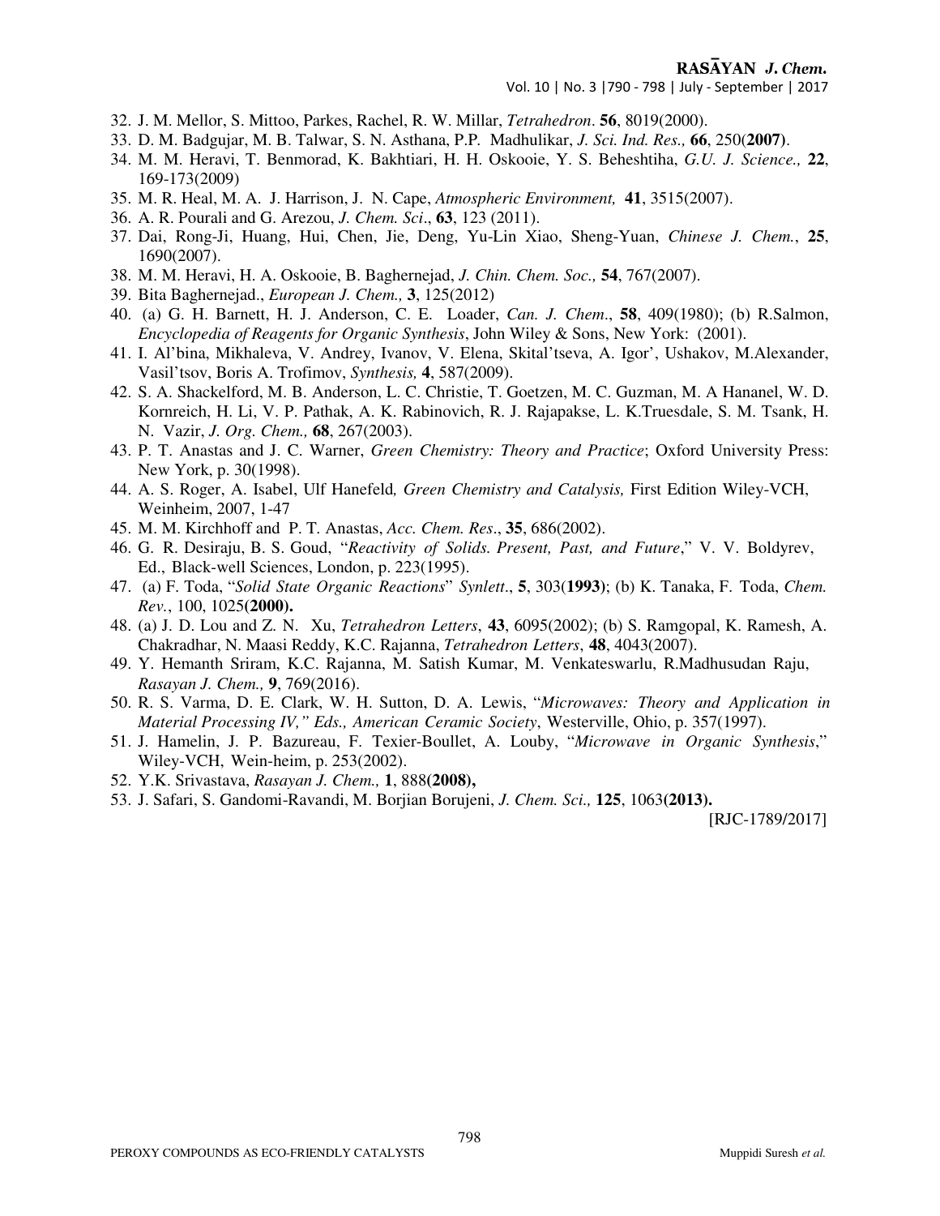32. J. M. Mellor, S. Mittoo, Parkes, Rachel, R. W. Millar, *Tetrahedron*. **56**, 8019(2000).
33. D. M. Badgujar, M. B. Talwar, S. N. Asthana, P.P. Madhulikar, *J. Sci. Ind. Res.,* **66**, 250(**2007**).
34. M. M. Heravi, T. Benmorad, K. Bakhtiari, H. H. Oskooie, Y. S. Beheshtiha, *G.U. J. Science.,* **22**, 169-173(2009)
35. M. R. Heal, M. A. J. Harrison, J. N. Cape, *Atmospheric Environment,* **41**, 3515(2007).
36. A. R. Pourali and G. Arezou, *J. Chem. Sci*., **63**, 123 (2011).
37. Dai, Rong-Ji, Huang, Hui, Chen, Jie, Deng, Yu-Lin Xiao, Sheng-Yuan, *Chinese J. Chem.*, **25**, 1690(2007).
38. M. M. Heravi, H. A. Oskooie, B. Baghernejad, *J. Chin. Chem. Soc.,* **54**, 767(2007).
39. Bita Baghernejad., *European J. Chem.,* **3**, 125(2012)
40. (a) G. H. Barnett, H. J. Anderson, C. E. Loader, *Can. J. Chem*., **58**, 409(1980); (b) R.Salmon, *Encyclopedia of Reagents for Organic Synthesis*, John Wiley & Sons, New York: (2001).
41. I. Al'bina, Mikhaleva, V. Andrey, Ivanov, V. Elena, Skital'tseva, A. Igor', Ushakov, M.Alexander, Vasil'tsov, Boris A. Trofimov, *Synthesis,* **4**, 587(2009).
42. S. A. Shackelford, M. B. Anderson, L. C. Christie, T. Goetzen, M. C. Guzman, M. A Hananel, W. D. Kornreich, H. Li, V. P. Pathak, A. K. Rabinovich, R. J. Rajapakse, L. K.Truesdale, S. M. Tsank, H. N. Vazir, *J. Org. Chem.,* **68**, 267(2003).
43. P. T. Anastas and J. C. Warner, *Green Chemistry: Theory and Practice*; Oxford University Press: New York, p. 30(1998).
44. A. S. Roger, A. Isabel, Ulf Hanefeld*, Green Chemistry and Catalysis,* First Edition Wiley-VCH, Weinheim, 2007, 1-47
45. M. M. Kirchhoff and P. T. Anastas, *Acc. Chem. Res*., **35**, 686(2002).
46. G. R. Desiraju, B. S. Goud, "*Reactivity of Solids. Present, Past, and Future*," V. V. Boldyrev, Ed., Black-well Sciences, London, p. 223(1995).
47. (a) F. Toda, "*Solid State Organic Reactions*" *Synlett*., **5**, 303(**1993**); (b) K. Tanaka, F. Toda, *Chem. Rev.*, 100, 1025**(2000).**
48. (a) J. D. Lou and Z. N. Xu, *Tetrahedron Letters*, **43**, 6095(2002); (b) S. Ramgopal, K. Ramesh, A. Chakradhar, N. Maasi Reddy, K.C. Rajanna, *Tetrahedron Letters*, **48**, 4043(2007).
49. Y. Hemanth Sriram, K.C. Rajanna, M. Satish Kumar, M. Venkateswarlu, R.Madhusudan Raju, *Rasayan J. Chem.,* **9**, 769(2016).
50. R. S. Varma, D. E. Clark, W. H. Sutton, D. A. Lewis, "*Microwaves: Theory and Application in Material Processing IV," Eds., American Ceramic Society*, Westerville, Ohio, p. 357(1997).
51. J. Hamelin, J. P. Bazureau, F. Texier-Boullet, A. Louby, "*Microwave in Organic Synthesis*," Wiley-VCH, Wein-heim, p. 253(2002).
52. Y.K. Srivastava, *Rasayan J. Chem.,* **1**, 888**(2008),**
53. J. Safari, S. Gandomi-Ravandi, M. Borjian Borujeni, *J. Chem. Sci.,* **125**, 1063**(2013).**

[RJC-1789/2017]